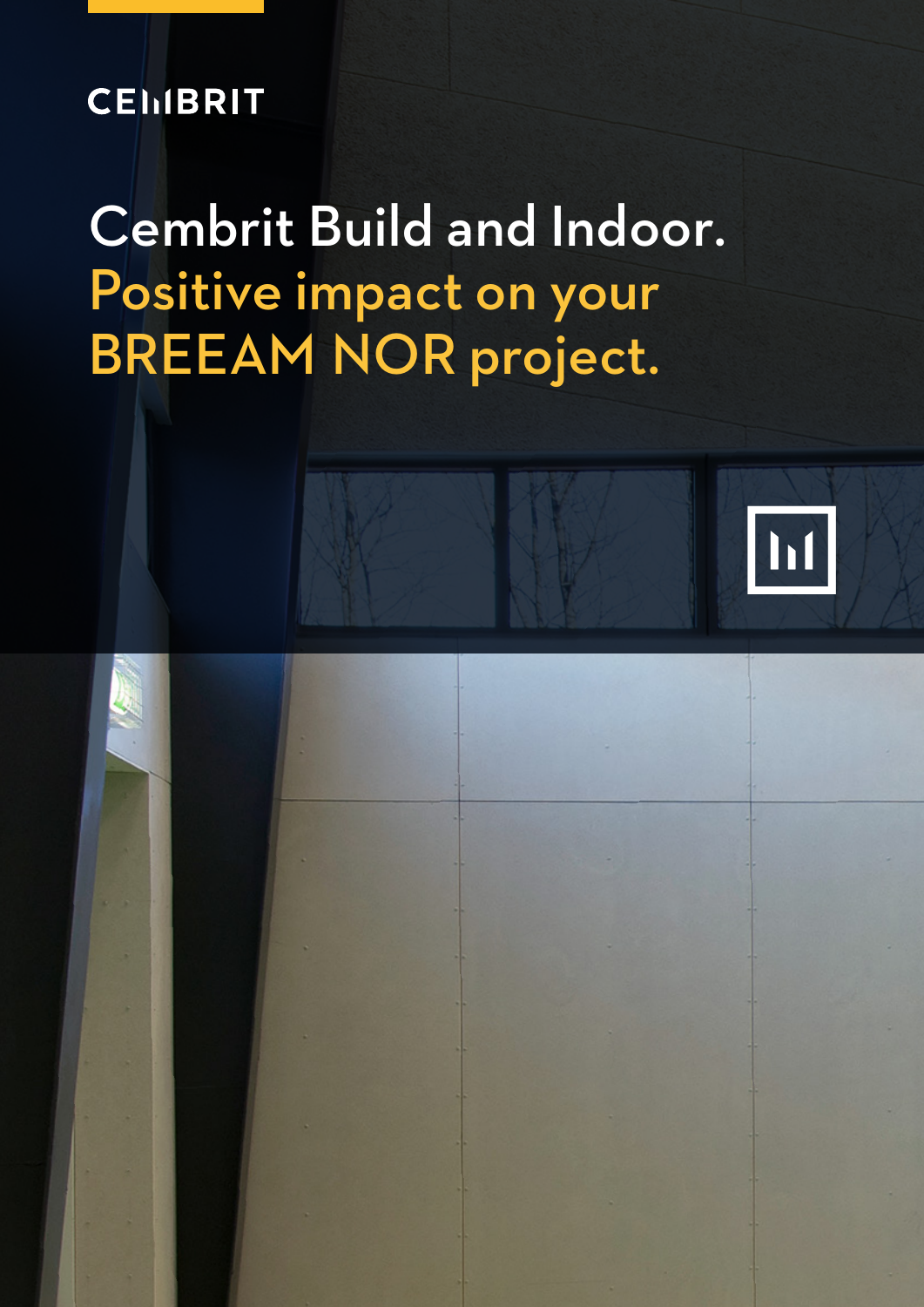CEMBRIT

# Cembrit Build and Indoor.
# Positive impact on your BREEAM NOR project.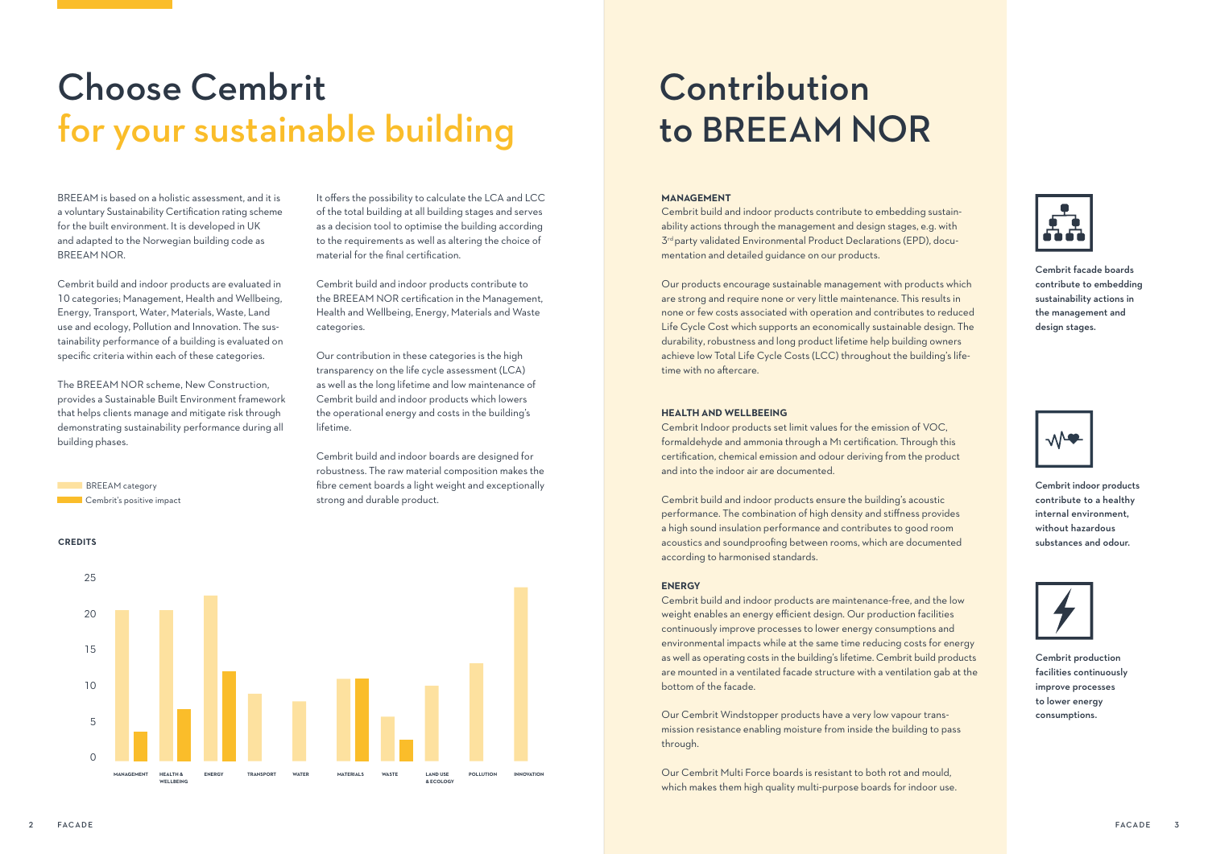# Choose Cembrit for your sustainable building

BREEAM is based on a holistic assessment, and it is a voluntary Sustainability Certification rating scheme for the built environment. It is developed in UK and adapted to the Norwegian building code as BREEAM NOR.

Cembrit build and indoor products are evaluated in 10 categories; Management, Health and Wellbeing, Energy, Transport, Water, Materials, Waste, Land use and ecology, Pollution and Innovation. The sustainability performance of a building is evaluated on specific criteria within each of these categories.

The BREEAM NOR scheme, New Construction, provides a Sustainable Built Environment framework that helps clients manage and mitigate risk through demonstrating sustainability performance during all building phases.

It offers the possibility to calculate the LCA and LCC of the total building at all building stages and serves as a decision tool to optimise the building according to the requirements as well as altering the choice of material for the final certification.

Cembrit build and indoor products contribute to the BREEAM NOR certification in the Management, Health and Wellbeing, Energy, Materials and Waste categories.

Our contribution in these categories is the high transparency on the life cycle assessment (LCA) as well as the long lifetime and low maintenance of Cembrit build and indoor products which lowers the operational energy and costs in the building's lifetime.

Cembrit build and indoor boards are designed for robustness. The raw material composition makes the fibre cement boards a light weight and exceptionally strong and durable product.

BREEAM category
Cembrit's positive impact

**CREDITS**

| Category | BREEAM category | Cembrit's positive impact |
|---|---|---|
| MANAGEMENT | 21 | 4 |
| HEALTH & WELLBEING | 21 | 7 |
| ENERGY | 23 | 12.5 |
| TRANSPORT | 9.5 | |
| WATER | 8.5 | |
| MATERIALS | 11.5 | 11.5 |
| WASTE | 6 | 3 |
| LAND USE & ECOLOGY | 10.5 | |
| POLLUTION | 13.5 | |
| INNOVATION | 24 | |

# Contribution to BREEAM NOR

**MANAGEMENT**

Cembrit build and indoor products contribute to embedding sustainability actions through the management and design stages, e.g. with 3rd party validated Environmental Product Declarations (EPD), documentation and detailed guidance on our products.

Our products encourage sustainable management with products which are strong and require none or very little maintenance. This results in none or few costs associated with operation and contributes to reduced Life Cycle Cost which supports an economically sustainable design. The durability, robustness and long product lifetime help building owners achieve low Total Life Cycle Costs (LCC) throughout the building's lifetime with no aftercare.

**Cembrit facade boards contribute to embedding sustainability actions in the management and design stages.**

**HEALTH AND WELLBEING**

Cembrit Indoor products set limit values for the emission of VOC, formaldehyde and ammonia through a M1 certification. Through this certification, chemical emission and odour deriving from the product and into the indoor air are documented.

Cembrit build and indoor products ensure the building's acoustic performance. The combination of high density and stiffness provides a high sound insulation performance and contributes to good room acoustics and soundproofing between rooms, which are documented according to harmonised standards.

**Cembrit indoor products contribute to a healthy internal environment, without hazardous substances and odour.**

**ENERGY**

Cembrit build and indoor products are maintenance-free, and the low weight enables an energy efficient design. Our production facilities continuously improve processes to lower energy consumptions and environmental impacts while at the same time reducing costs for energy as well as operating costs in the building's lifetime. Cembrit build products are mounted in a ventilated facade structure with a ventilation gab at the bottom of the facade.

Our Cembrit Windstopper products have a very low vapour transmission resistance enabling moisture from inside the building to pass through.

Our Cembrit Multi Force boards is resistant to both rot and mould, which makes them high quality multi-purpose boards for indoor use.

**Cembrit production facilities continuously improve processes to lower energy consumptions.**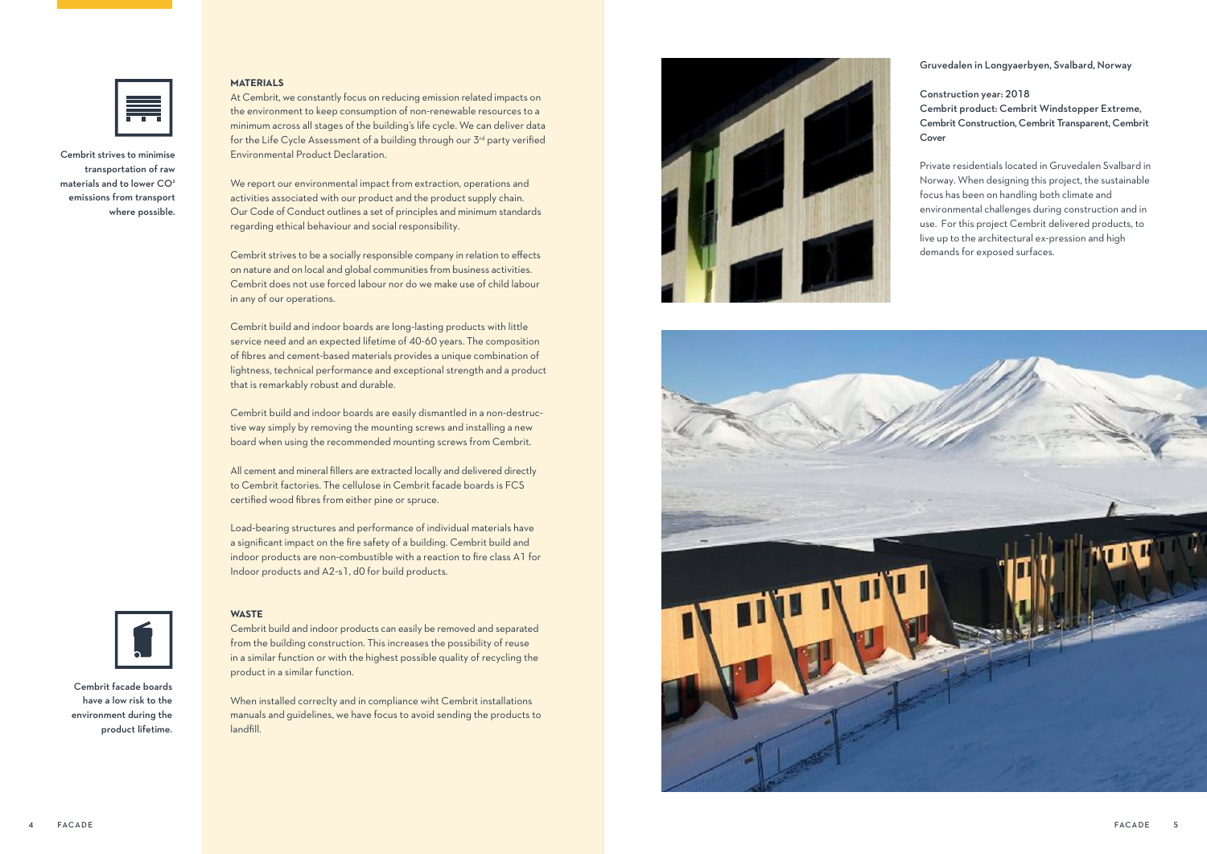Cembrit strives to minimise transportation of raw materials and to lower $CO^2$ emissions from transport where possible.

### MATERIALS

At Cembrit, we constantly focus on reducing emission related impacts on the environment to keep consumption of non-renewable resources to a minimum across all stages of the building's life cycle. We can deliver data for the Life Cycle Assessment of a building through our 3rd party verified Environmental Product Declaration.

We report our environmental impact from extraction, operations and activities associated with our product and the product supply chain. Our Code of Conduct outlines a set of principles and minimum standards regarding ethical behaviour and social responsibility.

Cembrit strives to be a socially responsible company in relation to effects on nature and on local and global communities from business activities. Cembrit does not use forced labour nor do we make use of child labour in any of our operations.

Cembrit build and indoor boards are long-lasting products with little service need and an expected lifetime of 40-60 years. The composition of fibres and cement-based materials provides a unique combination of lightness, technical performance and exceptional strength and a product that is remarkably robust and durable.

Cembrit build and indoor boards are easily dismantled in a non-destructive way simply by removing the mounting screws and installing a new board when using the recommended mounting screws from Cembrit.

All cement and mineral fillers are extracted locally and delivered directly to Cembrit factories. The cellulose in Cembrit facade boards is FCS certified wood fibres from either pine or spruce.

Load-bearing structures and performance of individual materials have a significant impact on the fire safety of a building. Cembrit build and indoor products are non-combustible with a reaction to fire class A1 for Indoor products and A2-s1, d0 for build products.

Cembrit facade boards have a low risk to the environment during the product lifetime.

### WASTE

Cembrit build and indoor products can easily be removed and separated from the building construction. This increases the possibility of reuse in a similar function or with the highest possible quality of recycling the product in a similar function.

When installed correclty and in compliance wiht Cembrit installations manuals and guidelines, we have focus to avoid sending the products to landfill.

**Gruvedalen in Longyaerbyen, Svalbard, Norway**

**Construction year: 2018**
**Cembrit product: Cembrit Windstopper Extreme, Cembrit Construction, Cembrit Transparent, Cembrit Cover**

Private residentials located in Gruvedalen Svalbard in Norway. When designing this project, the sustainable focus has been on handling both climate and environmental challenges during construction and in use. For this project Cembrit delivered products, to live up to the architectural ex-pression and high demands for exposed surfaces.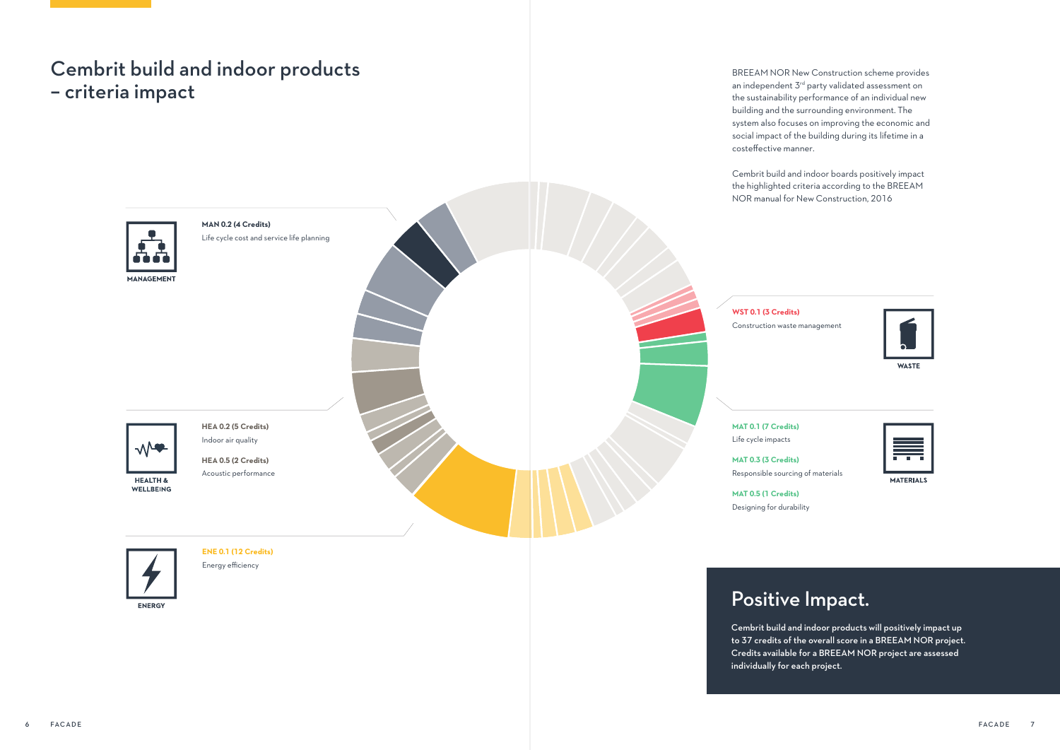# Cembrit build and indoor products – criteria impact

BREEAM NOR New Construction scheme provides an independent 3rd party validated assessment on the sustainability performance of an individual new building and the surrounding environment. The system also focuses on improving the economic and social impact of the building during its lifetime in a costeffective manner.

Cembrit build and indoor boards positively impact the highlighted criteria according to the BREEAM NOR manual for New Construction, 2016

**MANAGEMENT**

**MAN 0.2 (4 Credits)**
Life cycle cost and service life planning

**HEALTH & WELLBEING**

**HEA 0.2 (5 Credits)**
Indoor air quality

**HEA 0.5 (2 Credits)**
Acoustic performance

**ENERGY**

**ENE 0.1 (12 Credits)**
Energy efficiency

**WASTE**

**WST 0.1 (3 Credits)**
Construction waste management

**MATERIALS**

**MAT 0.1 (7 Credits)**
Life cycle impacts

**MAT 0.3 (3 Credits)**
Responsible sourcing of materials

**MAT 0.5 (1 Credits)**
Designing for durability

## Positive Impact.

**Cembrit build and indoor products will positively impact up to 37 credits of the overall score in a BREEAM NOR project. Credits available for a BREEAM NOR project are assessed individually for each project.**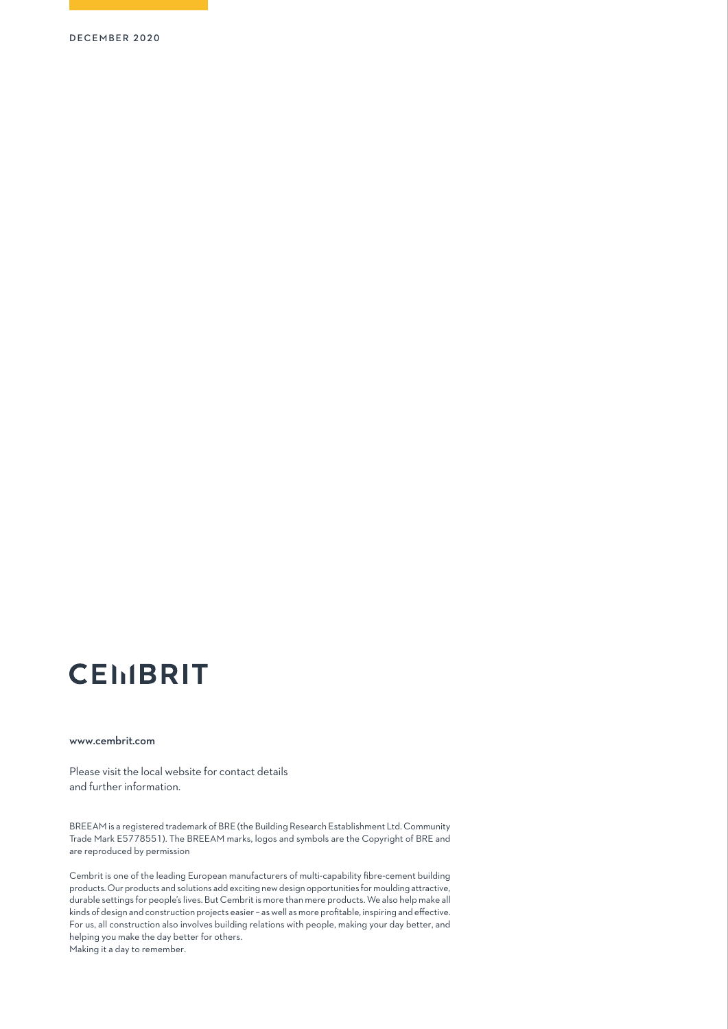DECEMBER 2020

CEMBRIT

www.cembrit.com

Please visit the local website for contact details
and further information.

BREEAM is a registered trademark of BRE (the Building Research Establishment Ltd. Community Trade Mark E5778551). The BREEAM marks, logos and symbols are the Copyright of BRE and are reproduced by permission

Cembrit is one of the leading European manufacturers of multi-capability fibre-cement building products. Our products and solutions add exciting new design opportunities for moulding attractive, durable settings for people's lives. But Cembrit is more than mere products. We also help make all kinds of design and construction projects easier – as well as more profitable, inspiring and effective. For us, all construction also involves building relations with people, making your day better, and helping you make the day better for others.
Making it a day to remember.